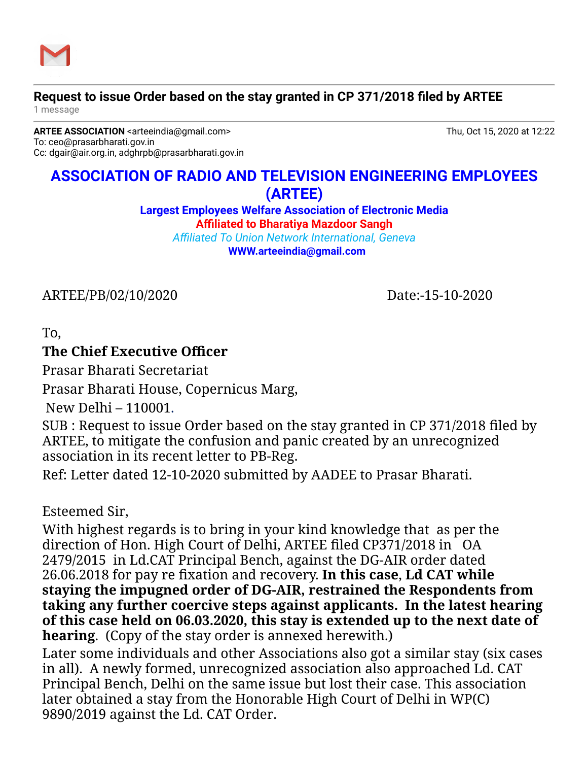**Request to issue Order based on the stay granted in CP 371/2018 filed by ARTEE**

1 message

**ARTEE ASSOCIATION** <arteeindia@gmail.com> Thu, Oct 15, 2020 at 12:22
To: ceo@prasarbharati.gov.in
Cc: dgair@air.org.in, adghrpb@prasarbharati.gov.in

# ASSOCIATION OF RADIO AND TELEVISION ENGINEERING EMPLOYEES (ARTEE)

**Largest Employees Welfare Association of Electronic Media**

**Affiliated to Bharatiya Mazdoor Sangh**

*Affiliated To Union Network International, Geneva*

**WWW.arteeindia@gmail.com**

ARTEE/PB/02/10/2020 Date:-15-10-2020

To,

**The Chief Executive Officer**

Prasar Bharati Secretariat

Prasar Bharati House, Copernicus Marg,

New Delhi – 110001.

SUB : Request to issue Order based on the stay granted in CP 371/2018 filed by ARTEE, to mitigate the confusion and panic created by an unrecognized association in its recent letter to PB-Reg.

Ref: Letter dated 12-10-2020 submitted by AADEE to Prasar Bharati.

Esteemed Sir,

With highest regards is to bring in your kind knowledge that as per the direction of Hon. High Court of Delhi, ARTEE filed CP371/2018 in OA 2479/2015 in Ld.CAT Principal Bench, against the DG-AIR order dated 26.06.2018 for pay re fixation and recovery. **In this case**, **Ld CAT while staying the impugned order of DG-AIR, restrained the Respondents from taking any further coercive steps against applicants. In the latest hearing of this case held on 06.03.2020, this stay is extended up to the next date of hearing**. (Copy of the stay order is annexed herewith.)

Later some individuals and other Associations also got a similar stay (six cases in all). A newly formed, unrecognized association also approached Ld. CAT Principal Bench, Delhi on the same issue but lost their case. This association later obtained a stay from the Honorable High Court of Delhi in WP(C) 9890/2019 against the Ld. CAT Order.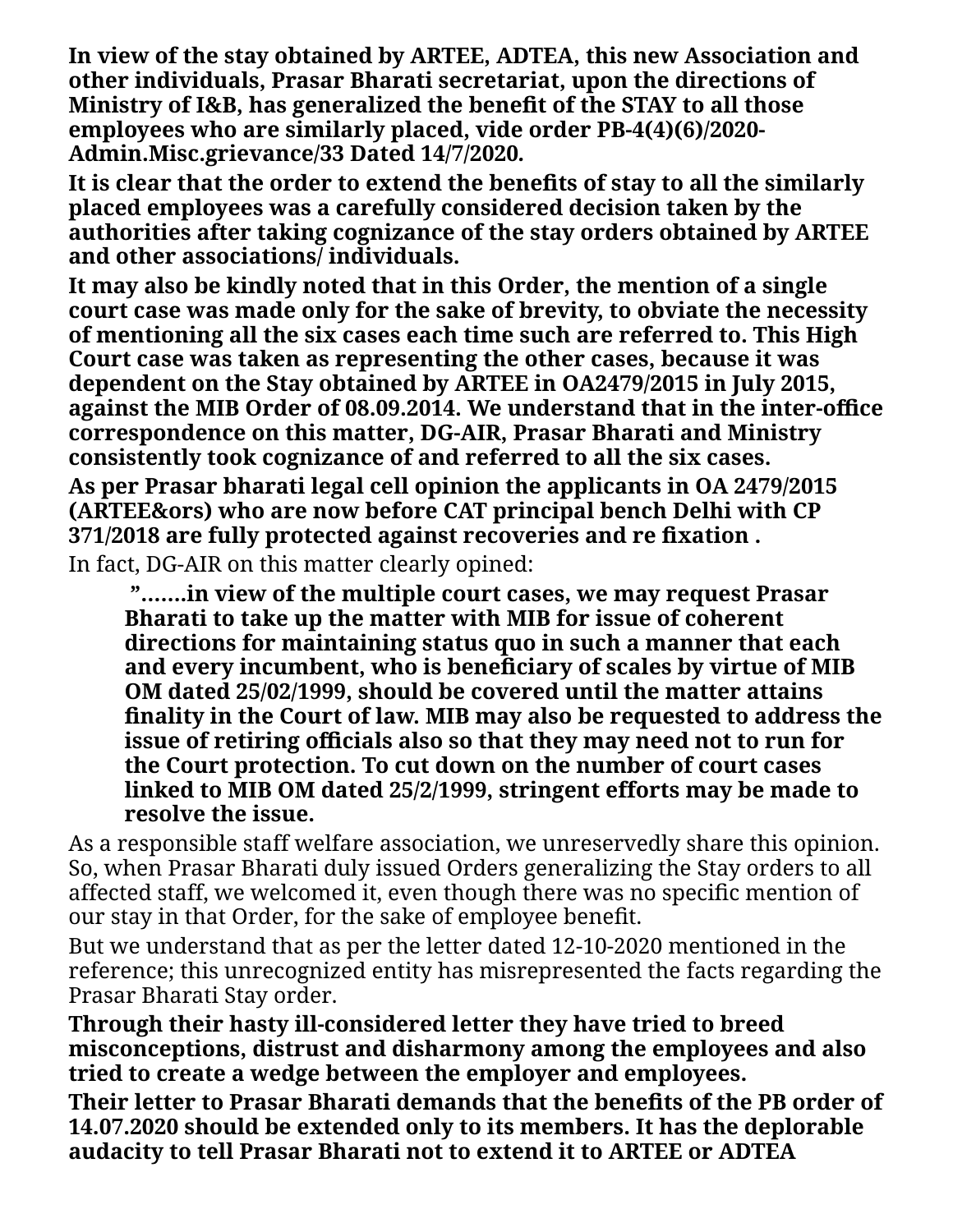**In view of the stay obtained by ARTEE, ADTEA, this new Association and other individuals, Prasar Bharati secretariat, upon the directions of Ministry of I&B, has generalized the benefit of the STAY to all those employees who are similarly placed, vide order PB-4(4)(6)/2020-Admin.Misc.grievance/33 Dated 14/7/2020.**

**It is clear that the order to extend the benefits of stay to all the similarly placed employees was a carefully considered decision taken by the authorities after taking cognizance of the stay orders obtained by ARTEE and other associations/ individuals.**

**It may also be kindly noted that in this Order, the mention of a single court case was made only for the sake of brevity, to obviate the necessity of mentioning all the six cases each time such are referred to. This High Court case was taken as representing the other cases, because it was dependent on the Stay obtained by ARTEE in OA2479/2015 in July 2015, against the MIB Order of 08.09.2014. We understand that in the inter-office correspondence on this matter, DG-AIR, Prasar Bharati and Ministry consistently took cognizance of and referred to all the six cases.**

**As per Prasar bharati legal cell opinion the applicants in OA 2479/2015 (ARTEE&ors) who are now before CAT principal bench Delhi with CP 371/2018 are fully protected against recoveries and re fixation .**

In fact, DG-AIR on this matter clearly opined:

> **".......in view of the multiple court cases, we may request Prasar Bharati to take up the matter with MIB for issue of coherent directions for maintaining status quo in such a manner that each and every incumbent, who is beneficiary of scales by virtue of MIB OM dated 25/02/1999, should be covered until the matter attains finality in the Court of law. MIB may also be requested to address the issue of retiring officials also so that they may need not to run for the Court protection. To cut down on the number of court cases linked to MIB OM dated 25/2/1999, stringent efforts may be made to resolve the issue.**

As a responsible staff welfare association, we unreservedly share this opinion. So, when Prasar Bharati duly issued Orders generalizing the Stay orders to all affected staff, we welcomed it, even though there was no specific mention of our stay in that Order, for the sake of employee benefit.

But we understand that as per the letter dated 12-10-2020 mentioned in the reference; this unrecognized entity has misrepresented the facts regarding the Prasar Bharati Stay order.

**Through their hasty ill-considered letter they have tried to breed misconceptions, distrust and disharmony among the employees and also tried to create a wedge between the employer and employees.**

**Their letter to Prasar Bharati demands that the benefits of the PB order of 14.07.2020 should be extended only to its members. It has the deplorable audacity to tell Prasar Bharati not to extend it to ARTEE or ADTEA**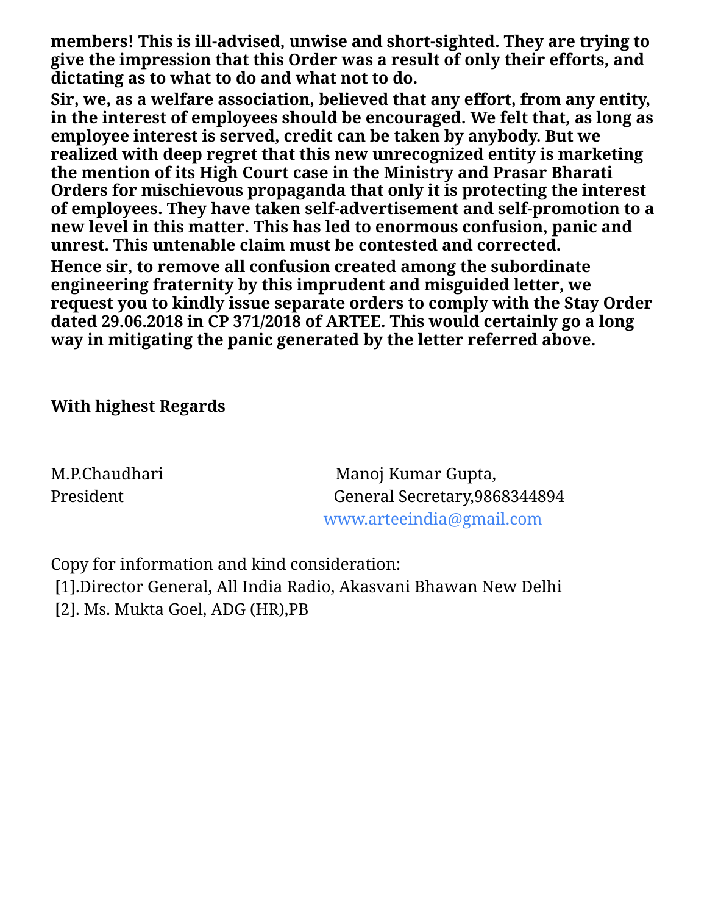**members! This is ill-advised, unwise and short-sighted. They are trying to give the impression that this Order was a result of only their efforts, and dictating as to what to do and what not to do.**

**Sir, we, as a welfare association, believed that any effort, from any entity, in the interest of employees should be encouraged. We felt that, as long as employee interest is served, credit can be taken by anybody. But we realized with deep regret that this new unrecognized entity is marketing the mention of its High Court case in the Ministry and Prasar Bharati Orders for mischievous propaganda that only it is protecting the interest of employees. They have taken self-advertisement and self-promotion to a new level in this matter. This has led to enormous confusion, panic and unrest. This untenable claim must be contested and corrected.**

**Hence sir, to remove all confusion created among the subordinate engineering fraternity by this imprudent and misguided letter, we request you to kindly issue separate orders to comply with the Stay Order dated 29.06.2018 in CP 371/2018 of ARTEE. This would certainly go a long way in mitigating the panic generated by the letter referred above.**

**With highest Regards**

M.P.Chaudhari
President

Manoj Kumar Gupta,
General Secretary,9868344894
www.arteeindia@gmail.com

Copy for information and kind consideration:

[1].Director General, All India Radio, Akasvani Bhawan New Delhi

[2]. Ms. Mukta Goel, ADG (HR),PB